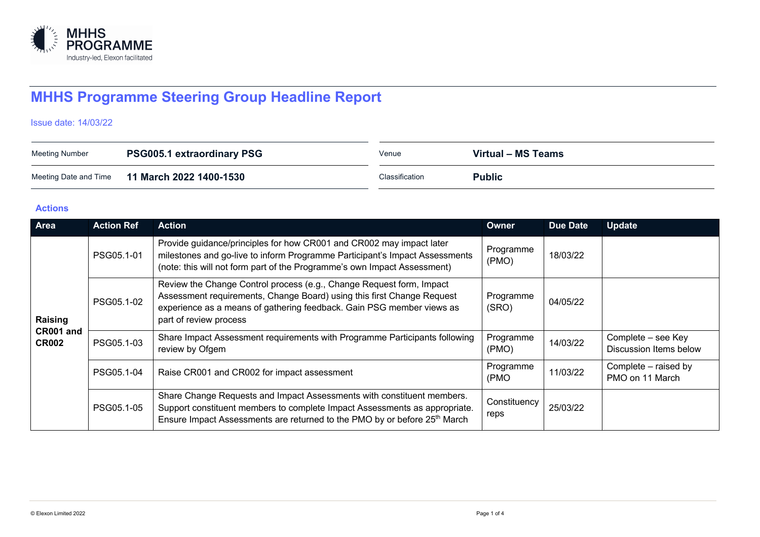MHHS PROGRAMME
Industry-led, Elexon facilitated

# MHHS Programme Steering Group Headline Report

Issue date: 14/03/22

| | | | |
|---|---|---|---|
| Meeting Number | **PSG005.1 extraordinary PSG** | Venue | **Virtual – MS Teams** |
| Meeting Date and Time | **11 March 2022 1400-1530** | Classification | **Public** |

## Actions

| Area | Action Ref | Action | Owner | Due Date | Update |
|---|---|---|---|---|---|
| **Raising CR001 and CR002** | PSG05.1-01 | Provide guidance/principles for how CR001 and CR002 may impact later milestones and go-live to inform Programme Participant's Impact Assessments (note: this will not form part of the Programme's own Impact Assessment) | Programme (PMO) | 18/03/22 | |
| | PSG05.1-02 | Review the Change Control process (e.g., Change Request form, Impact Assessment requirements, Change Board) using this first Change Request experience as a means of gathering feedback. Gain PSG member views as part of review process | Programme (SRO) | 04/05/22 | |
| | PSG05.1-03 | Share Impact Assessment requirements with Programme Participants following review by Ofgem | Programme (PMO) | 14/03/22 | Complete – see Key Discussion Items below |
| | PSG05.1-04 | Raise CR001 and CR002 for impact assessment | Programme (PMO | 11/03/22 | Complete – raised by PMO on 11 March |
| | PSG05.1-05 | Share Change Requests and Impact Assessments with constituent members. Support constituent members to complete Impact Assessments as appropriate. Ensure Impact Assessments are returned to the PMO by or before 25th March | Constituency reps | 25/03/22 | |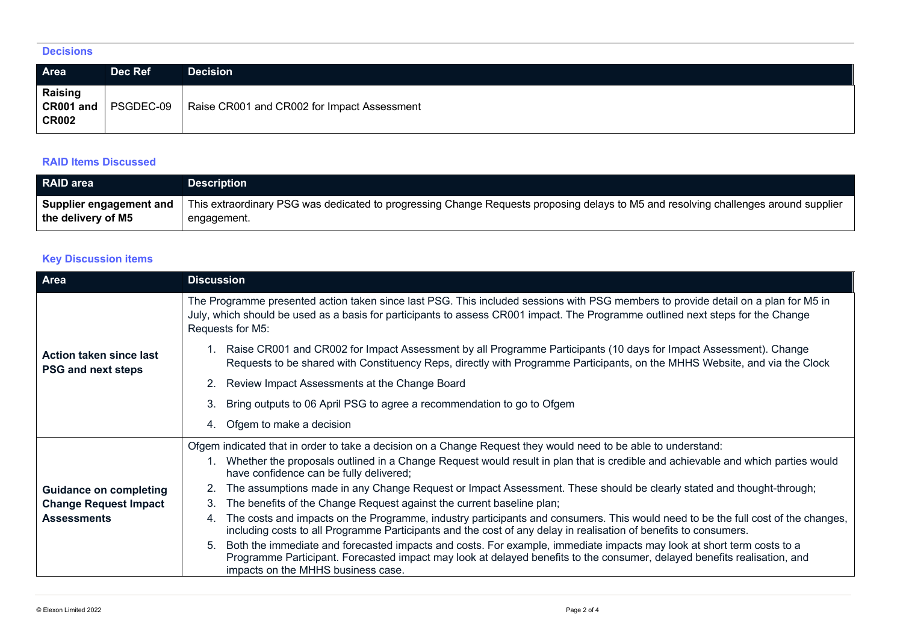### Decisions

| Area | Dec Ref | Decision |
|---|---|---|
| **Raising CR001 and CR002** | PSGDEC-09 | Raise CR001 and CR002 for Impact Assessment |

### RAID Items Discussed

| RAID area | Description |
|---|---|
| **Supplier engagement and the delivery of M5** | This extraordinary PSG was dedicated to progressing Change Requests proposing delays to M5 and resolving challenges around supplier engagement. |

### Key Discussion items

| Area | Discussion |
|---|---|
| **Action taken since last PSG and next steps** | The Programme presented action taken since last PSG. This included sessions with PSG members to provide detail on a plan for M5 in July, which should be used as a basis for participants to assess CR001 impact. The Programme outlined next steps for the Change Requests for M5:<br>1. Raise CR001 and CR002 for Impact Assessment by all Programme Participants (10 days for Impact Assessment). Change Requests to be shared with Constituency Reps, directly with Programme Participants, on the MHHS Website, and via the Clock<br>2. Review Impact Assessments at the Change Board<br>3. Bring outputs to 06 April PSG to agree a recommendation to go to Ofgem<br>4. Ofgem to make a decision |
| **Guidance on completing Change Request Impact Assessments** | Ofgem indicated that in order to take a decision on a Change Request they would need to be able to understand:<br>1. Whether the proposals outlined in a Change Request would result in plan that is credible and achievable and which parties would have confidence can be fully delivered;<br>2. The assumptions made in any Change Request or Impact Assessment. These should be clearly stated and thought-through;<br>3. The benefits of the Change Request against the current baseline plan;<br>4. The costs and impacts on the Programme, industry participants and consumers. This would need to be the full cost of the changes, including costs to all Programme Participants and the cost of any delay in realisation of benefits to consumers.<br>5. Both the immediate and forecasted impacts and costs. For example, immediate impacts may look at short term costs to a Programme Participant. Forecasted impact may look at delayed benefits to the consumer, delayed benefits realisation, and impacts on the MHHS business case. |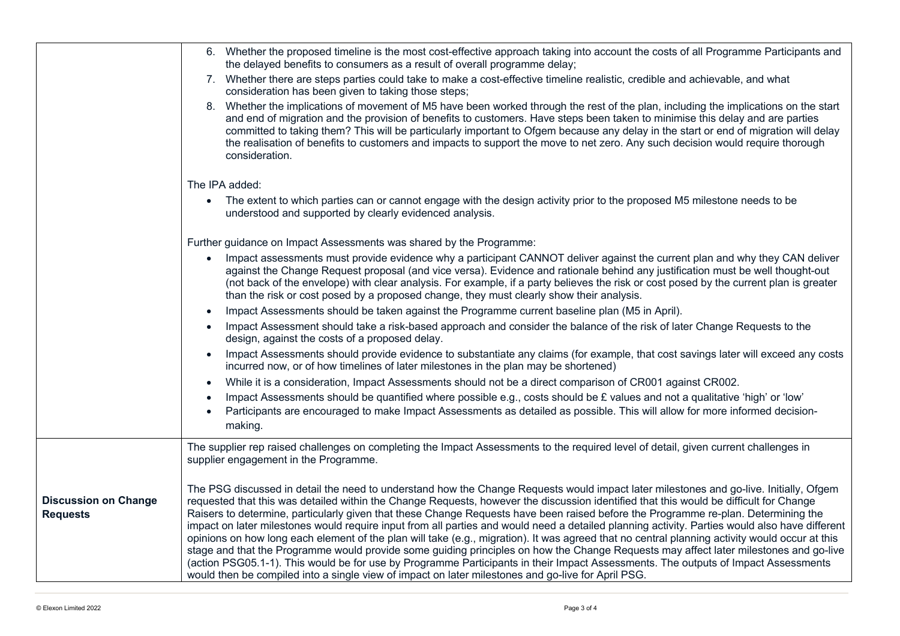| | |
|---|---|
| | 6. Whether the proposed timeline is the most cost-effective approach taking into account the costs of all Programme Participants and the delayed benefits to consumers as a result of overall programme delay;<br>7. Whether there are steps parties could take to make a cost-effective timeline realistic, credible and achievable, and what consideration has been given to taking those steps;<br>8. Whether the implications of movement of M5 have been worked through the rest of the plan, including the implications on the start and end of migration and the provision of benefits to customers. Have steps been taken to minimise this delay and are parties committed to taking them? This will be particularly important to Ofgem because any delay in the start or end of migration will delay the realisation of benefits to customers and impacts to support the move to net zero. Any such decision would require thorough consideration.<br><br>The IPA added:<br>• The extent to which parties can or cannot engage with the design activity prior to the proposed M5 milestone needs to be understood and supported by clearly evidenced analysis.<br><br>Further guidance on Impact Assessments was shared by the Programme:<br>• Impact assessments must provide evidence why a participant CANNOT deliver against the current plan and why they CAN deliver against the Change Request proposal (and vice versa). Evidence and rationale behind any justification must be well thought-out (not back of the envelope) with clear analysis. For example, if a party believes the risk or cost posed by the current plan is greater than the risk or cost posed by a proposed change, they must clearly show their analysis.<br>• Impact Assessments should be taken against the Programme current baseline plan (M5 in April).<br>• Impact Assessment should take a risk-based approach and consider the balance of the risk of later Change Requests to the design, against the costs of a proposed delay.<br>• Impact Assessments should provide evidence to substantiate any claims (for example, that cost savings later will exceed any costs incurred now, or of how timelines of later milestones in the plan may be shortened)<br>• While it is a consideration, Impact Assessments should not be a direct comparison of CR001 against CR002.<br>• Impact Assessments should be quantified where possible e.g., costs should be £ values and not a qualitative 'high' or 'low'<br>• Participants are encouraged to make Impact Assessments as detailed as possible. This will allow for more informed decision-making. |
| **Discussion on Change Requests** | The supplier rep raised challenges on completing the Impact Assessments to the required level of detail, given current challenges in supplier engagement in the Programme.<br><br>The PSG discussed in detail the need to understand how the Change Requests would impact later milestones and go-live. Initially, Ofgem requested that this was detailed within the Change Requests, however the discussion identified that this would be difficult for Change Raisers to determine, particularly given that these Change Requests have been raised before the Programme re-plan. Determining the impact on later milestones would require input from all parties and would need a detailed planning activity. Parties would also have different opinions on how long each element of the plan will take (e.g., migration). It was agreed that no central planning activity would occur at this stage and that the Programme would provide some guiding principles on how the Change Requests may affect later milestones and go-live (action PSG05.1-1). This would be for use by Programme Participants in their Impact Assessments. The outputs of Impact Assessments would then be compiled into a single view of impact on later milestones and go-live for April PSG. |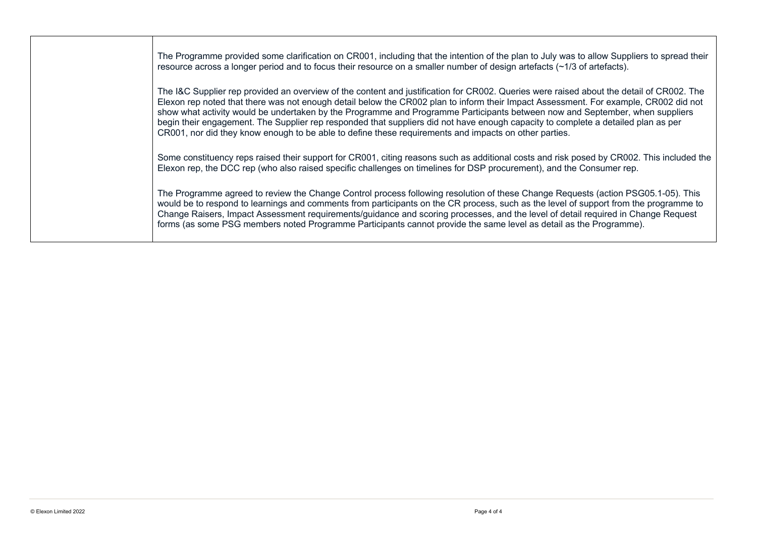| | |
|---|---|
| | The Programme provided some clarification on CR001, including that the intention of the plan to July was to allow Suppliers to spread their resource across a longer period and to focus their resource on a smaller number of design artefacts (~1/3 of artefacts).<br><br>The I&C Supplier rep provided an overview of the content and justification for CR002. Queries were raised about the detail of CR002. The Elexon rep noted that there was not enough detail below the CR002 plan to inform their Impact Assessment. For example, CR002 did not show what activity would be undertaken by the Programme and Programme Participants between now and September, when suppliers begin their engagement. The Supplier rep responded that suppliers did not have enough capacity to complete a detailed plan as per CR001, nor did they know enough to be able to define these requirements and impacts on other parties.<br><br>Some constituency reps raised their support for CR001, citing reasons such as additional costs and risk posed by CR002. This included the Elexon rep, the DCC rep (who also raised specific challenges on timelines for DSP procurement), and the Consumer rep.<br><br>The Programme agreed to review the Change Control process following resolution of these Change Requests (action PSG05.1-05). This would be to respond to learnings and comments from participants on the CR process, such as the level of support from the programme to Change Raisers, Impact Assessment requirements/guidance and scoring processes, and the level of detail required in Change Request forms (as some PSG members noted Programme Participants cannot provide the same level as detail as the Programme). |

© Elexon Limited 2022